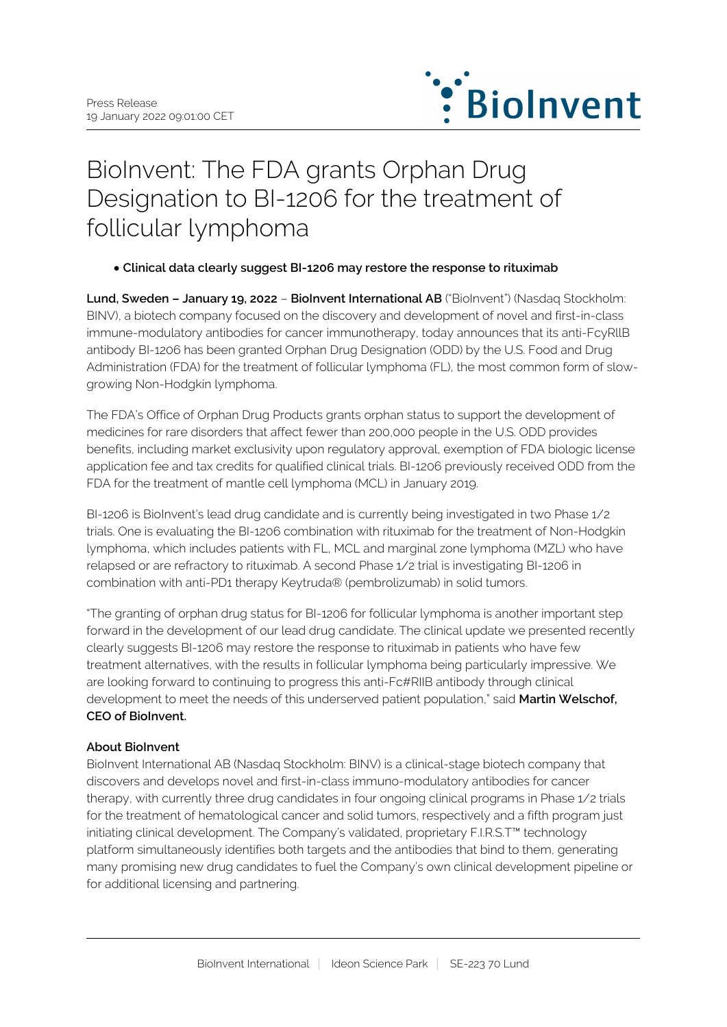Press Release
19 January 2022 09:01:00 CET

# BioInvent: The FDA grants Orphan Drug Designation to BI-1206 for the treatment of follicular lymphoma

- **Clinical data clearly suggest BI-1206 may restore the response to rituximab**

**Lund, Sweden – January 19, 2022** – **BioInvent International AB** ("BioInvent") (Nasdaq Stockholm: BINV), a biotech company focused on the discovery and development of novel and first-in-class immune-modulatory antibodies for cancer immunotherapy, today announces that its anti-FcyRIIB antibody BI-1206 has been granted Orphan Drug Designation (ODD) by the U.S. Food and Drug Administration (FDA) for the treatment of follicular lymphoma (FL), the most common form of slow-growing Non-Hodgkin lymphoma.

The FDA's Office of Orphan Drug Products grants orphan status to support the development of medicines for rare disorders that affect fewer than 200,000 people in the U.S. ODD provides benefits, including market exclusivity upon regulatory approval, exemption of FDA biologic license application fee and tax credits for qualified clinical trials. BI-1206 previously received ODD from the FDA for the treatment of mantle cell lymphoma (MCL) in January 2019.

BI-1206 is BioInvent's lead drug candidate and is currently being investigated in two Phase 1/2 trials. One is evaluating the BI-1206 combination with rituximab for the treatment of Non-Hodgkin lymphoma, which includes patients with FL, MCL and marginal zone lymphoma (MZL) who have relapsed or are refractory to rituximab. A second Phase 1/2 trial is investigating BI-1206 in combination with anti-PD1 therapy Keytruda® (pembrolizumab) in solid tumors.

"The granting of orphan drug status for BI-1206 for follicular lymphoma is another important step forward in the development of our lead drug candidate. The clinical update we presented recently clearly suggests BI-1206 may restore the response to rituximab in patients who have few treatment alternatives, with the results in follicular lymphoma being particularly impressive. We are looking forward to continuing to progress this anti-Fc#RIIB antibody through clinical development to meet the needs of this underserved patient population," said **Martin Welschof, CEO of BioInvent.**

**About BioInvent**
BioInvent International AB (Nasdaq Stockholm: BINV) is a clinical-stage biotech company that discovers and develops novel and first-in-class immuno-modulatory antibodies for cancer therapy, with currently three drug candidates in four ongoing clinical programs in Phase 1/2 trials for the treatment of hematological cancer and solid tumors, respectively and a fifth program just initiating clinical development. The Company's validated, proprietary F.I.R.S.T™ technology platform simultaneously identifies both targets and the antibodies that bind to them, generating many promising new drug candidates to fuel the Company's own clinical development pipeline or for additional licensing and partnering.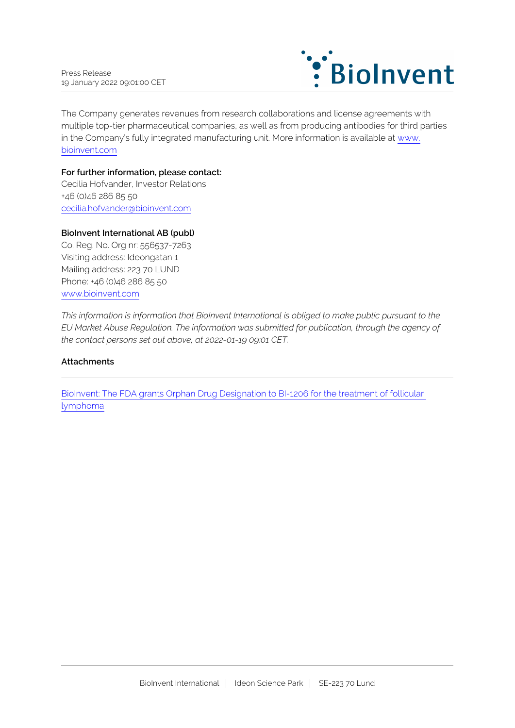The Company generates revenues from research collaborations and license agreements with multiple top-tier pharmaceutical companies, as well as from producing antibodies for third parties in the Company's fully integrated manufacturing unit. More information is available at [www.bioinvent.com](http://www.bioinvent.com)

**For further information, please contact:**
Cecilia Hofvander, Investor Relations
+46 (0)46 286 85 50
[cecilia.hofvander@bioinvent.com](mailto:cecilia.hofvander@bioinvent.com)

**BioInvent International AB (publ)**
Co. Reg. No. Org nr: 556537-7263
Visiting address: Ideongatan 1
Mailing address: 223 70 LUND
Phone: +46 (0)46 286 85 50
[www.bioinvent.com](http://www.bioinvent.com)

*This information is information that BioInvent International is obliged to make public pursuant to the EU Market Abuse Regulation. The information was submitted for publication, through the agency of the contact persons set out above, at 2022-01-19 09:01 CET.*

**Attachments**

---

BioInvent: The FDA grants Orphan Drug Designation to BI-1206 for the treatment of follicular lymphoma